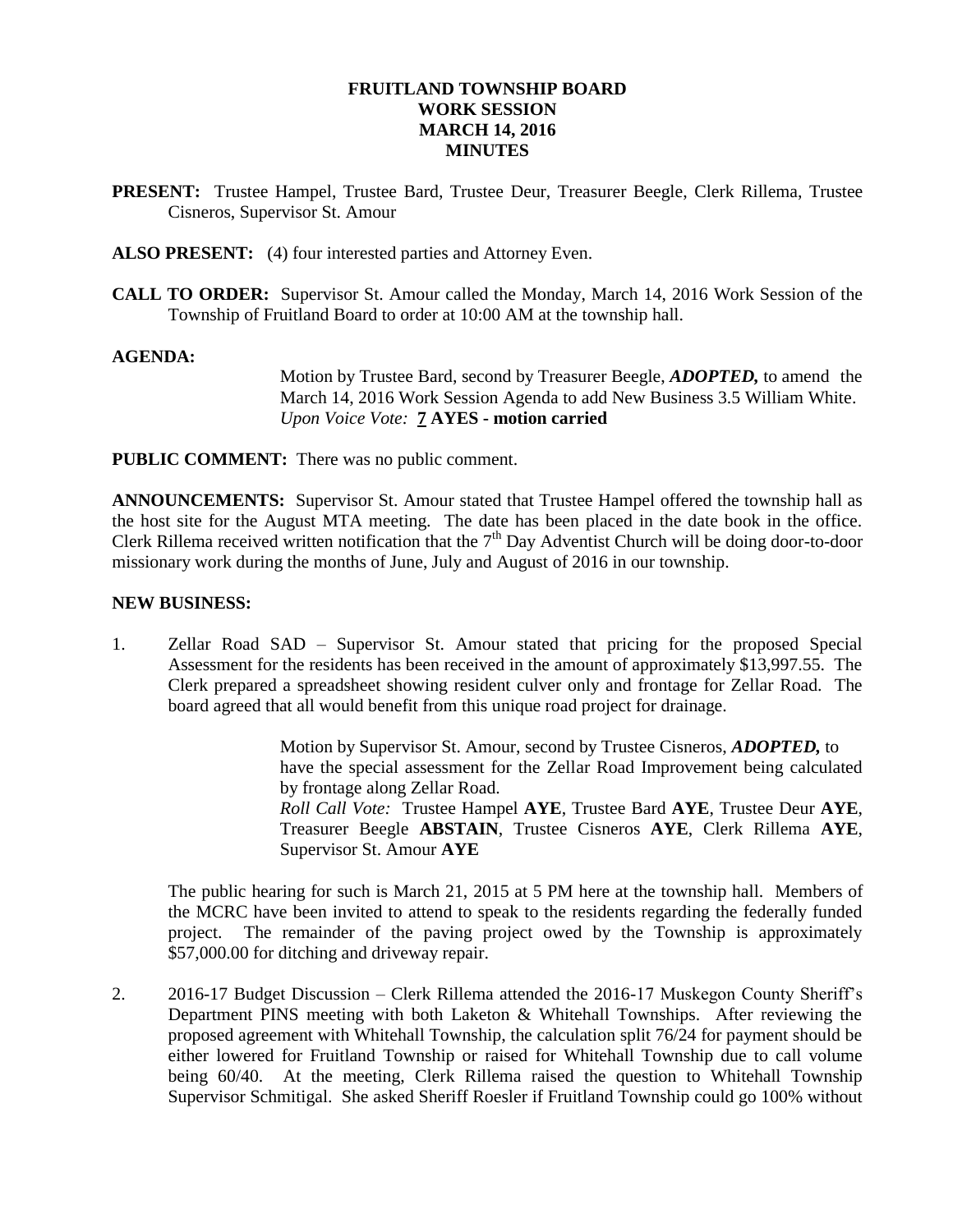# FRUITLAND TOWNSHIP BOARD
# WORK SESSION
# MARCH 14, 2016
# MINUTES

**PRESENT:** Trustee Hampel, Trustee Bard, Trustee Deur, Treasurer Beegle, Clerk Rillema, Trustee Cisneros, Supervisor St. Amour

**ALSO PRESENT:** (4) four interested parties and Attorney Even.

**CALL TO ORDER:** Supervisor St. Amour called the Monday, March 14, 2016 Work Session of the Township of Fruitland Board to order at 10:00 AM at the township hall.

**AGENDA:**

> Motion by Trustee Bard, second by Treasurer Beegle, ***ADOPTED,*** to amend the March 14, 2016 Work Session Agenda to add New Business 3.5 William White.
> *Upon Voice Vote:* **7 AYES - motion carried**

**PUBLIC COMMENT:** There was no public comment.

**ANNOUNCEMENTS:** Supervisor St. Amour stated that Trustee Hampel offered the township hall as the host site for the August MTA meeting. The date has been placed in the date book in the office. Clerk Rillema received written notification that the 7th Day Adventist Church will be doing door-to-door missionary work during the months of June, July and August of 2016 in our township.

**NEW BUSINESS:**

1. Zellar Road SAD – Supervisor St. Amour stated that pricing for the proposed Special Assessment for the residents has been received in the amount of approximately $13,997.55. The Clerk prepared a spreadsheet showing resident culver only and frontage for Zellar Road. The board agreed that all would benefit from this unique road project for drainage.

   > Motion by Supervisor St. Amour, second by Trustee Cisneros, ***ADOPTED,*** to have the special assessment for the Zellar Road Improvement being calculated by frontage along Zellar Road.
   > *Roll Call Vote:* Trustee Hampel **AYE**, Trustee Bard **AYE**, Trustee Deur **AYE**, Treasurer Beegle **ABSTAIN**, Trustee Cisneros **AYE**, Clerk Rillema **AYE**, Supervisor St. Amour **AYE**

   The public hearing for such is March 21, 2015 at 5 PM here at the township hall. Members of the MCRC have been invited to attend to speak to the residents regarding the federally funded project. The remainder of the paving project owed by the Township is approximately $57,000.00 for ditching and driveway repair.

2. 2016-17 Budget Discussion – Clerk Rillema attended the 2016-17 Muskegon County Sheriff's Department PINS meeting with both Laketon & Whitehall Townships. After reviewing the proposed agreement with Whitehall Township, the calculation split 76/24 for payment should be either lowered for Fruitland Township or raised for Whitehall Township due to call volume being 60/40. At the meeting, Clerk Rillema raised the question to Whitehall Township Supervisor Schmitigal. She asked Sheriff Roesler if Fruitland Township could go 100% without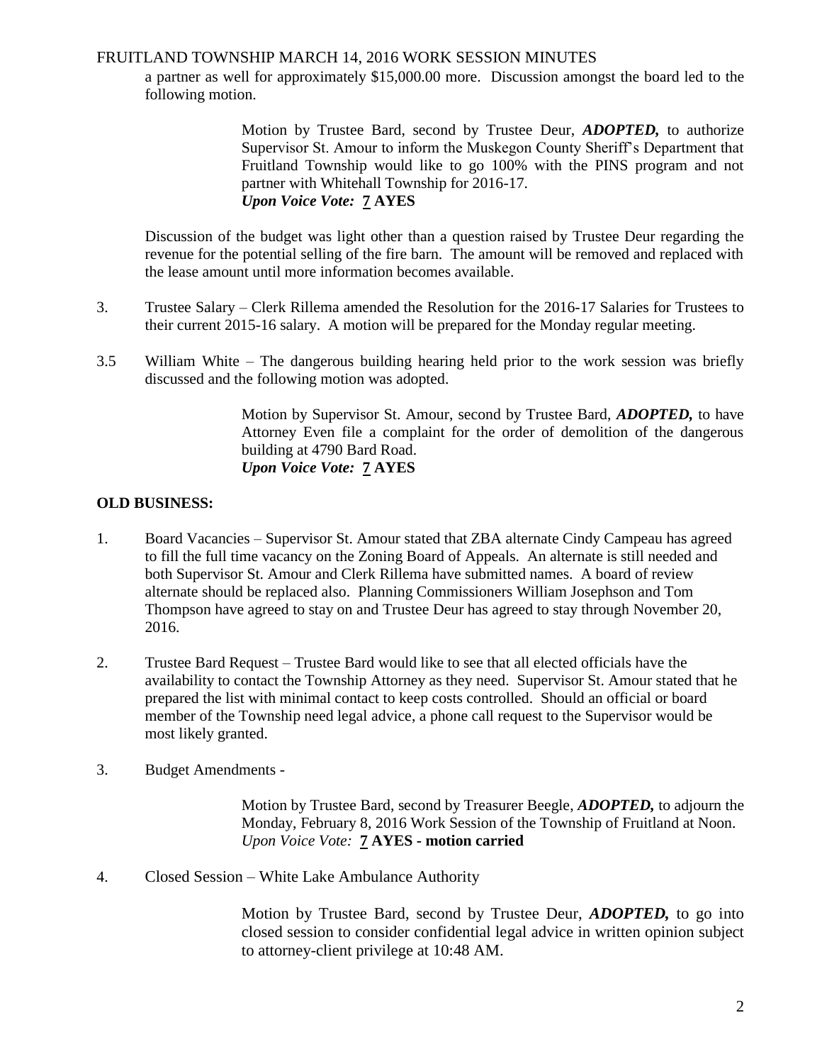a partner as well for approximately $15,000.00 more. Discussion amongst the board led to the following motion.

> Motion by Trustee Bard, second by Trustee Deur, ***ADOPTED,*** to authorize Supervisor St. Amour to inform the Muskegon County Sheriff's Department that Fruitland Township would like to go 100% with the PINS program and not partner with Whitehall Township for 2016-17.
> ***Upon Voice Vote:*** **7 AYES**

Discussion of the budget was light other than a question raised by Trustee Deur regarding the revenue for the potential selling of the fire barn. The amount will be removed and replaced with the lease amount until more information becomes available.

3. Trustee Salary – Clerk Rillema amended the Resolution for the 2016-17 Salaries for Trustees to their current 2015-16 salary. A motion will be prepared for the Monday regular meeting.

3.5 William White – The dangerous building hearing held prior to the work session was briefly discussed and the following motion was adopted.

> Motion by Supervisor St. Amour, second by Trustee Bard, ***ADOPTED,*** to have Attorney Even file a complaint for the order of demolition of the dangerous building at 4790 Bard Road.
> ***Upon Voice Vote:*** **7 AYES**

**OLD BUSINESS:**

1. Board Vacancies – Supervisor St. Amour stated that ZBA alternate Cindy Campeau has agreed to fill the full time vacancy on the Zoning Board of Appeals. An alternate is still needed and both Supervisor St. Amour and Clerk Rillema have submitted names. A board of review alternate should be replaced also. Planning Commissioners William Josephson and Tom Thompson have agreed to stay on and Trustee Deur has agreed to stay through November 20, 2016.

2. Trustee Bard Request – Trustee Bard would like to see that all elected officials have the availability to contact the Township Attorney as they need. Supervisor St. Amour stated that he prepared the list with minimal contact to keep costs controlled. Should an official or board member of the Township need legal advice, a phone call request to the Supervisor would be most likely granted.

3. Budget Amendments -

> Motion by Trustee Bard, second by Treasurer Beegle, ***ADOPTED,*** to adjourn the Monday, February 8, 2016 Work Session of the Township of Fruitland at Noon.
> *Upon Voice Vote:* **7 AYES - motion carried**

4. Closed Session – White Lake Ambulance Authority

> Motion by Trustee Bard, second by Trustee Deur, ***ADOPTED,*** to go into closed session to consider confidential legal advice in written opinion subject to attorney-client privilege at 10:48 AM.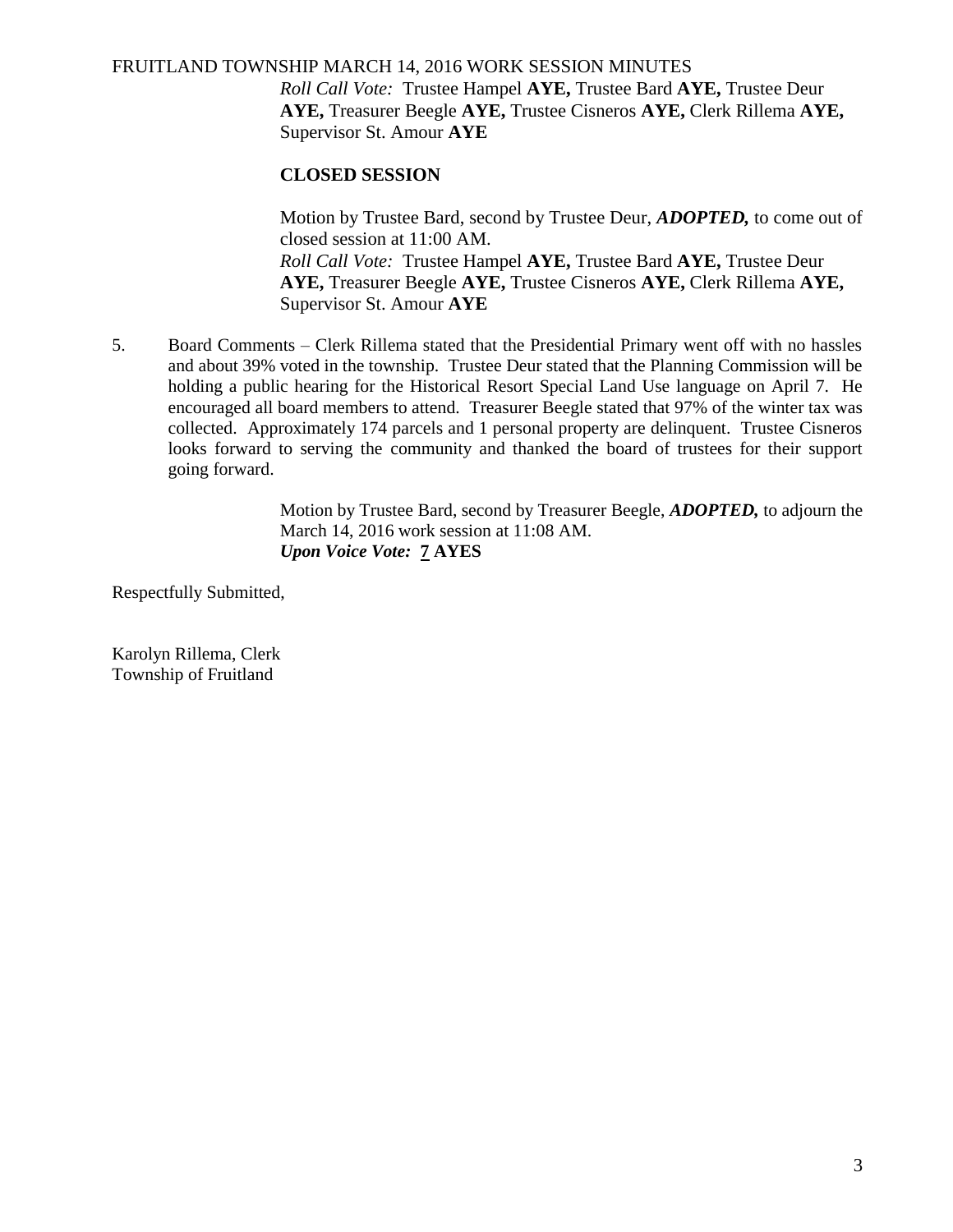*Roll Call Vote:* Trustee Hampel **AYE,** Trustee Bard **AYE,** Trustee Deur **AYE,** Treasurer Beegle **AYE,** Trustee Cisneros **AYE,** Clerk Rillema **AYE,** Supervisor St. Amour **AYE**

**CLOSED SESSION**

Motion by Trustee Bard, second by Trustee Deur, ***ADOPTED,*** to come out of closed session at 11:00 AM.
*Roll Call Vote:* Trustee Hampel **AYE,** Trustee Bard **AYE,** Trustee Deur **AYE,** Treasurer Beegle **AYE,** Trustee Cisneros **AYE,** Clerk Rillema **AYE,** Supervisor St. Amour **AYE**

5. Board Comments – Clerk Rillema stated that the Presidential Primary went off with no hassles and about 39% voted in the township. Trustee Deur stated that the Planning Commission will be holding a public hearing for the Historical Resort Special Land Use language on April 7. He encouraged all board members to attend. Treasurer Beegle stated that 97% of the winter tax was collected. Approximately 174 parcels and 1 personal property are delinquent. Trustee Cisneros looks forward to serving the community and thanked the board of trustees for their support going forward.

Motion by Trustee Bard, second by Treasurer Beegle, ***ADOPTED,*** to adjourn the March 14, 2016 work session at 11:08 AM.
***Upon Voice Vote:* 7 AYES**

Respectfully Submitted,

Karolyn Rillema, Clerk
Township of Fruitland